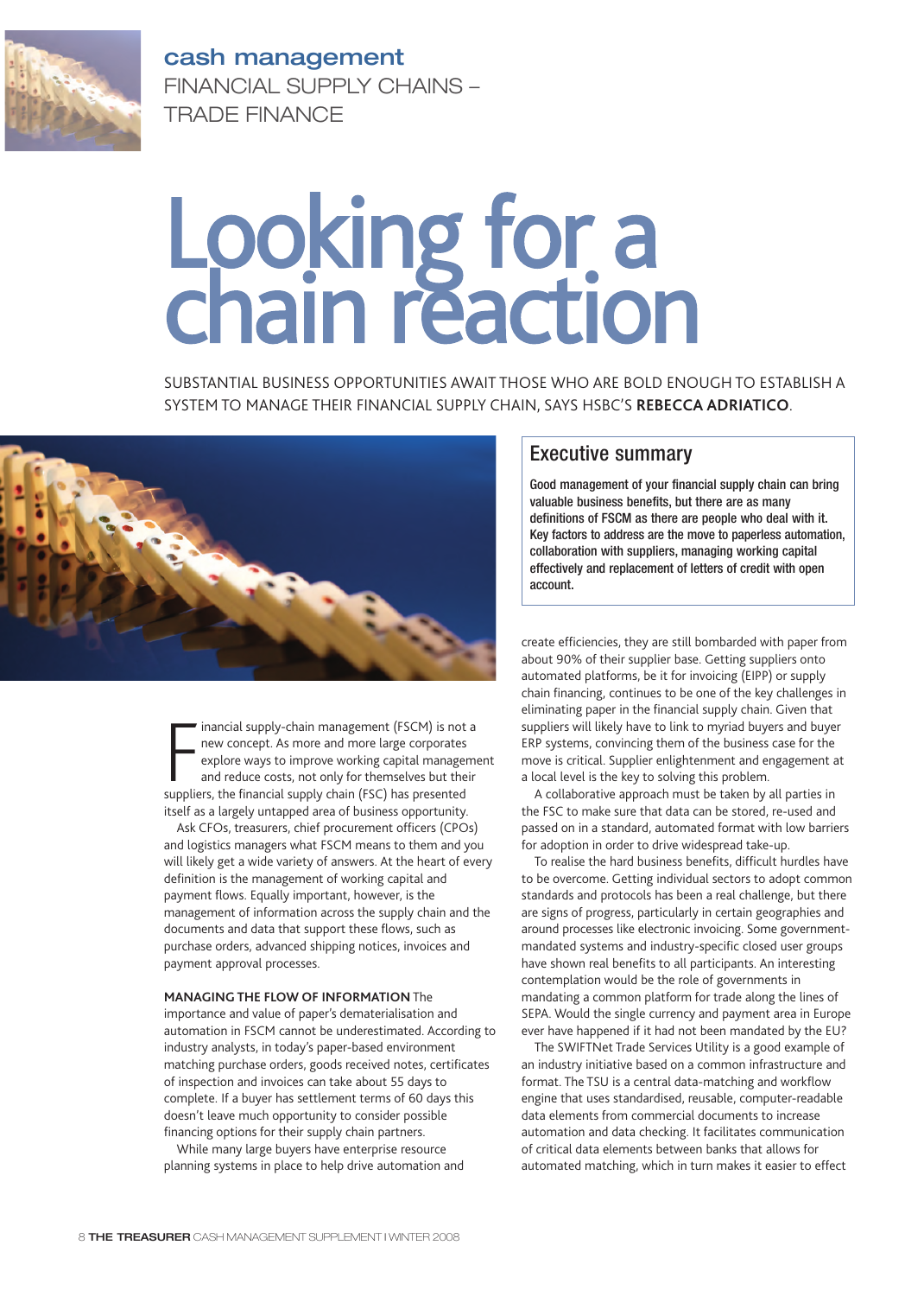cash management

FINANCIAL SUPPLY CHAINS – TRADE FINANCE

# Looking for a chain reaction

SUBSTANTIAL BUSINESS OPPORTUNITIES AWAIT THOSE WHO ARE BOLD ENOUGH TO ESTABLISH A SYSTEM TO MANAGE THEIR FINANCIAL SUPPLY CHAIN, SAYS HSBC'S **REBECCA ADRIATICO**.

## Executive summary

**Good management of your financial supply chain can bring valuable business benefits, but there are as many definitions of FSCM as there are people who deal with it. Key factors to address are the move to paperless automation, collaboration with suppliers, managing working capital effectively and replacement of letters of credit with open account.**

Financial supply-chain management (FSCM) is not a new concept. As more and more large corporates explore ways to improve working capital management and reduce costs, not only for themselves but their suppliers, the financial supply chain (FSC) has presented itself as a largely untapped area of business opportunity.

Ask CFOs, treasurers, chief procurement officers (CPOs) and logistics managers what FSCM means to them and you will likely get a wide variety of answers. At the heart of every definition is the management of working capital and payment flows. Equally important, however, is the management of information across the supply chain and the documents and data that support these flows, such as purchase orders, advanced shipping notices, invoices and payment approval processes.

**MANAGING THE FLOW OF INFORMATION** The importance and value of paper's dematerialisation and automation in FSCM cannot be underestimated. According to industry analysts, in today's paper-based environment matching purchase orders, goods received notes, certificates of inspection and invoices can take about 55 days to complete. If a buyer has settlement terms of 60 days this doesn't leave much opportunity to consider possible financing options for their supply chain partners.

While many large buyers have enterprise resource planning systems in place to help drive automation and create efficiencies, they are still bombarded with paper from about 90% of their supplier base. Getting suppliers onto automated platforms, be it for invoicing (EIPP) or supply chain financing, continues to be one of the key challenges in eliminating paper in the financial supply chain. Given that suppliers will likely have to link to myriad buyers and buyer ERP systems, convincing them of the business case for the move is critical. Supplier enlightenment and engagement at a local level is the key to solving this problem.

A collaborative approach must be taken by all parties in the FSC to make sure that data can be stored, re-used and passed on in a standard, automated format with low barriers for adoption in order to drive widespread take-up.

To realise the hard business benefits, difficult hurdles have to be overcome. Getting individual sectors to adopt common standards and protocols has been a real challenge, but there are signs of progress, particularly in certain geographies and around processes like electronic invoicing. Some government-mandated systems and industry-specific closed user groups have shown real benefits to all participants. An interesting contemplation would be the role of governments in mandating a common platform for trade along the lines of SEPA. Would the single currency and payment area in Europe ever have happened if it had not been mandated by the EU?

The SWIFTNet Trade Services Utility is a good example of an industry initiative based on a common infrastructure and format. The TSU is a central data-matching and workflow engine that uses standardised, reusable, computer-readable data elements from commercial documents to increase automation and data checking. It facilitates communication of critical data elements between banks that allows for automated matching, which in turn makes it easier to effect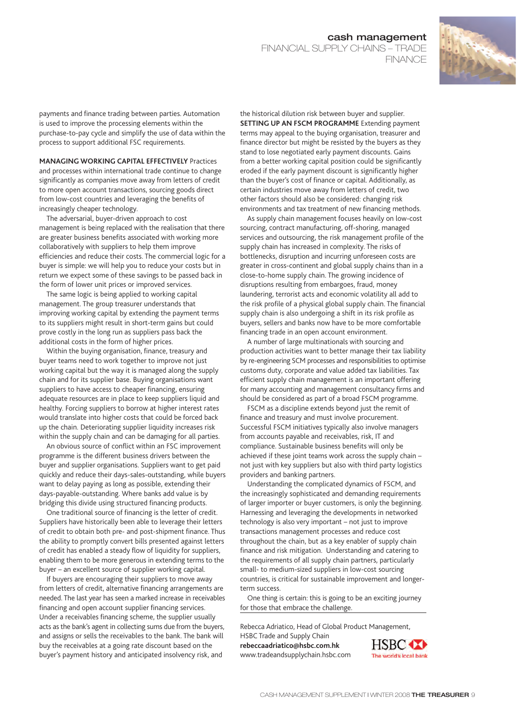payments and finance trading between parties. Automation is used to improve the processing elements within the purchase-to-pay cycle and simplify the use of data within the process to support additional FSC requirements.

**MANAGING WORKING CAPITAL EFFECTIVELY** Practices and processes within international trade continue to change significantly as companies move away from letters of credit to more open account transactions, sourcing goods direct from low-cost countries and leveraging the benefits of increasingly cheaper technology.

The adversarial, buyer-driven approach to cost management is being replaced with the realisation that there are greater business benefits associated with working more collaboratively with suppliers to help them improve efficiencies and reduce their costs. The commercial logic for a buyer is simple: we will help you to reduce your costs but in return we expect some of these savings to be passed back in the form of lower unit prices or improved services.

The same logic is being applied to working capital management. The group treasurer understands that improving working capital by extending the payment terms to its suppliers might result in short-term gains but could prove costly in the long run as suppliers pass back the additional costs in the form of higher prices.

Within the buying organisation, finance, treasury and buyer teams need to work together to improve not just working capital but the way it is managed along the supply chain and for its supplier base. Buying organisations want suppliers to have access to cheaper financing, ensuring adequate resources are in place to keep suppliers liquid and healthy. Forcing suppliers to borrow at higher interest rates would translate into higher costs that could be forced back up the chain. Deteriorating supplier liquidity increases risk within the supply chain and can be damaging for all parties.

An obvious source of conflict within an FSC improvement programme is the different business drivers between the buyer and supplier organisations. Suppliers want to get paid quickly and reduce their days-sales-outstanding, while buyers want to delay paying as long as possible, extending their days-payable-outstanding. Where banks add value is by bridging this divide using structured financing products.

One traditional source of financing is the letter of credit. Suppliers have historically been able to leverage their letters of credit to obtain both pre- and post-shipment finance. Thus the ability to promptly convert bills presented against letters of credit has enabled a steady flow of liquidity for suppliers, enabling them to be more generous in extending terms to the buyer – an excellent source of supplier working capital.

If buyers are encouraging their suppliers to move away from letters of credit, alternative financing arrangements are needed. The last year has seen a marked increase in receivables financing and open account supplier financing services. Under a receivables financing scheme, the supplier usually acts as the bank's agent in collecting sums due from the buyers, and assigns or sells the receivables to the bank. The bank will buy the receivables at a going rate discount based on the buyer's payment history and anticipated insolvency risk, and the historical dilution risk between buyer and supplier.

**SETTING UP AN FSCM PROGRAMME** Extending payment terms may appeal to the buying organisation, treasurer and finance director but might be resisted by the buyers as they stand to lose negotiated early payment discounts. Gains from a better working capital position could be significantly eroded if the early payment discount is significantly higher than the buyer's cost of finance or capital. Additionally, as certain industries move away from letters of credit, two other factors should also be considered: changing risk environments and tax treatment of new financing methods.

As supply chain management focuses heavily on low-cost sourcing, contract manufacturing, off-shoring, managed services and outsourcing, the risk management profile of the supply chain has increased in complexity. The risks of bottlenecks, disruption and incurring unforeseen costs are greater in cross-continent and global supply chains than in a close-to-home supply chain. The growing incidence of disruptions resulting from embargoes, fraud, money laundering, terrorist acts and economic volatility all add to the risk profile of a physical global supply chain. The financial supply chain is also undergoing a shift in its risk profile as buyers, sellers and banks now have to be more comfortable financing trade in an open account environment.

A number of large multinationals with sourcing and production activities want to better manage their tax liability by re-engineering SCM processes and responsibilities to optimise customs duty, corporate and value added tax liabilities. Tax efficient supply chain management is an important offering for many accounting and management consultancy firms and should be considered as part of a broad FSCM programme.

FSCM as a discipline extends beyond just the remit of finance and treasury and must involve procurement. Successful FSCM initiatives typically also involve managers from accounts payable and receivables, risk, IT and compliance. Sustainable business benefits will only be achieved if these joint teams work across the supply chain – not just with key suppliers but also with third party logistics providers and banking partners.

Understanding the complicated dynamics of FSCM, and the increasingly sophisticated and demanding requirements of larger importer or buyer customers, is only the beginning. Harnessing and leveraging the developments in networked technology is also very important – not just to improve transactions management processes and reduce cost throughout the chain, but as a key enabler of supply chain finance and risk mitigation. Understanding and catering to the requirements of all supply chain partners, particularly small- to medium-sized suppliers in low-cost sourcing countries, is critical for sustainable improvement and longer-term success.

One thing is certain: this is going to be an exciting journey for those that embrace the challenge.

---

Rebecca Adriatico, Head of Global Product Management, HSBC Trade and Supply Chain
**rebeccaadriatico@hsbc.com.hk**
www.tradeandsupplychain.hsbc.com

HSBC
The world's local bank